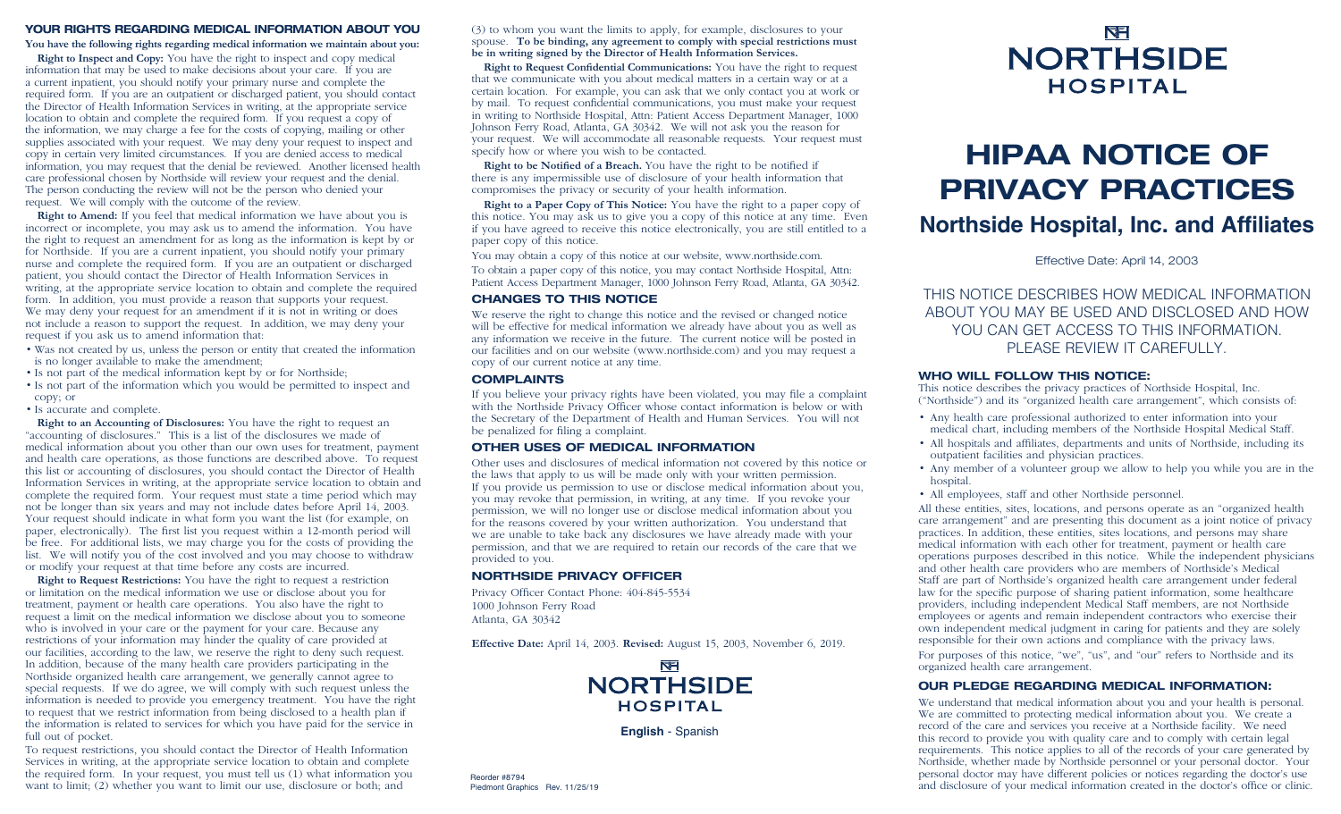# NORTHSIDE HOSPITAL

# HIPAA NOTICE OF PRIVACY PRACTICES

## Northside Hospital, Inc. and Affiliates

Effective Date: April 14, 2003

THIS NOTICE DESCRIBES HOW MEDICAL INFORMATION ABOUT YOU MAY BE USED AND DISCLOSED AND HOW YOU CAN GET ACCESS TO THIS INFORMATION. PLEASE REVIEW IT CAREFULLY.

### WHO WILL FOLLOW THIS NOTICE:

This notice describes the privacy practices of Northside Hospital, Inc. ("Northside") and its "organized health care arrangement", which consists of:

- Any health care professional authorized to enter information into your medical chart, including members of the Northside Hospital Medical Staff.
- All hospitals and affiliates, departments and units of Northside, including its outpatient facilities and physician practices.
- Any member of a volunteer group we allow to help you while you are in the hospital.
- All employees, staff and other Northside personnel.

All these entities, sites, locations, and persons operate as an "organized health care arrangement" and are presenting this document as a joint notice of privacy practices. In addition, these entities, sites locations, and persons may share medical information with each other for treatment, payment or health care operations purposes described in this notice. While the independent physicians and other health care providers who are members of Northside's Medical Staff are part of Northside's organized health care arrangement under federal law for the specific purpose of sharing patient information, some healthcare providers, including independent Medical Staff members, are not Northside employees or agents and remain independent contractors who exercise their own independent medical judgment in caring for patients and they are solely responsible for their own actions and compliance with the privacy laws.

For purposes of this notice, "we", "us", and "our" refers to Northside and its organized health care arrangement.

### OUR PLEDGE REGARDING MEDICAL INFORMATION:

We understand that medical information about you and your health is personal. We are committed to protecting medical information about you. We create a record of the care and services you receive at a Northside facility. We need this record to provide you with quality care and to comply with certain legal requirements. This notice applies to all of the records of your care generated by Northside, whether made by Northside personnel or your personal doctor. Your personal doctor may have different policies or notices regarding the doctor's use and disclosure of your medical information created in the doctor's office or clinic.

### YOUR RIGHTS REGARDING MEDICAL INFORMATION ABOUT YOU

**You have the following rights regarding medical information we maintain about you:**

**Right to Inspect and Copy:** You have the right to inspect and copy medical information that may be used to make decisions about your care. If you are a current inpatient, you should notify your primary nurse and complete the required form. If you are an outpatient or discharged patient, you should contact the Director of Health Information Services in writing, at the appropriate service location to obtain and complete the required form. If you request a copy of the information, we may charge a fee for the costs of copying, mailing or other supplies associated with your request. We may deny your request to inspect and copy in certain very limited circumstances. If you are denied access to medical information, you may request that the denial be reviewed. Another licensed health care professional chosen by Northside will review your request and the denial. The person conducting the review will not be the person who denied your request. We will comply with the outcome of the review.

**Right to Amend:** If you feel that medical information we have about you is incorrect or incomplete, you may ask us to amend the information. You have the right to request an amendment for as long as the information is kept by or for Northside. If you are a current inpatient, you should notify your primary nurse and complete the required form. If you are an outpatient or discharged patient, you should contact the Director of Health Information Services in writing, at the appropriate service location to obtain and complete the required form. In addition, you must provide a reason that supports your request. We may deny your request for an amendment if it is not in writing or does not include a reason to support the request. In addition, we may deny your request if you ask us to amend information that:

- Was not created by us, unless the person or entity that created the information is no longer available to make the amendment;
- Is not part of the medical information kept by or for Northside;
- Is not part of the information which you would be permitted to inspect and copy; or
- Is accurate and complete.

**Right to an Accounting of Disclosures:** You have the right to request an "accounting of disclosures." This is a list of the disclosures we made of medical information about you other than our own uses for treatment, payment and health care operations, as those functions are described above. To request this list or accounting of disclosures, you should contact the Director of Health Information Services in writing, at the appropriate service location to obtain and complete the required form. Your request must state a time period which may not be longer than six years and may not include dates before April 14, 2003. Your request should indicate in what form you want the list (for example, on paper, electronically). The first list you request within a 12-month period will be free. For additional lists, we may charge you for the costs of providing the list. We will notify you of the cost involved and you may choose to withdraw or modify your request at that time before any costs are incurred.

**Right to Request Restrictions:** You have the right to request a restriction or limitation on the medical information we use or disclose about you for treatment, payment or health care operations. You also have the right to request a limit on the medical information we disclose about you to someone who is involved in your care or the payment for your care. Because any restrictions of your information may hinder the quality of care provided at our facilities, according to the law, we reserve the right to deny such request. In addition, because of the many health care providers participating in the Northside organized health care arrangement, we generally cannot agree to special requests. If we do agree, we will comply with such request unless the information is needed to provide you emergency treatment. You have the right to request that we restrict information from being disclosed to a health plan if the information is related to services for which you have paid for the service in full out of pocket.

To request restrictions, you should contact the Director of Health Information Services in writing, at the appropriate service location to obtain and complete the required form. In your request, you must tell us (1) what information you want to limit; (2) whether you want to limit our use, disclosure or both; and (3) to whom you want the limits to apply, for example, disclosures to your spouse. **To be binding, any agreement to comply with special restrictions must be in writing signed by the Director of Health Information Services.**

**Right to Request Confidential Communications:** You have the right to request that we communicate with you about medical matters in a certain way or at a certain location. For example, you can ask that we only contact you at work or by mail. To request confidential communications, you must make your request in writing to Northside Hospital, Attn: Patient Access Department Manager, 1000 Johnson Ferry Road, Atlanta, GA 30342. We will not ask you the reason for your request. We will accommodate all reasonable requests. Your request must specify how or where you wish to be contacted.

**Right to be Notified of a Breach.** You have the right to be notified if there is any impermissible use of disclosure of your health information that compromises the privacy or security of your health information.

**Right to a Paper Copy of This Notice:** You have the right to a paper copy of this notice. You may ask us to give you a copy of this notice at any time. Even if you have agreed to receive this notice electronically, you are still entitled to a paper copy of this notice.

You may obtain a copy of this notice at our website, www.northside.com.

To obtain a paper copy of this notice, you may contact Northside Hospital, Attn: Patient Access Department Manager, 1000 Johnson Ferry Road, Atlanta, GA 30342.

### CHANGES TO THIS NOTICE

We reserve the right to change this notice and the revised or changed notice will be effective for medical information we already have about you as well as any information we receive in the future. The current notice will be posted in our facilities and on our website (www.northside.com) and you may request a copy of our current notice at any time.

### COMPLAINTS

If you believe your privacy rights have been violated, you may file a complaint with the Northside Privacy Officer whose contact information is below or with the Secretary of the Department of Health and Human Services. You will not be penalized for filing a complaint.

### OTHER USES OF MEDICAL INFORMATION

Other uses and disclosures of medical information not covered by this notice or the laws that apply to us will be made only with your written permission. If you provide us permission to use or disclose medical information about you, you may revoke that permission, in writing, at any time. If you revoke your permission, we will no longer use or disclose medical information about you for the reasons covered by your written authorization. You understand that we are unable to take back any disclosures we have already made with your permission, and that we are required to retain our records of the care that we provided to you.

### NORTHSIDE PRIVACY OFFICER

Privacy Officer Contact Phone: 404-845-5534
1000 Johnson Ferry Road
Atlanta, GA 30342

**Effective Date:** April 14, 2003. **Revised:** August 15, 2003, November 6, 2019.

NORTHSIDE HOSPITAL

**English** - Spanish

Reorder #8794
Piedmont Graphics Rev. 11/25/19